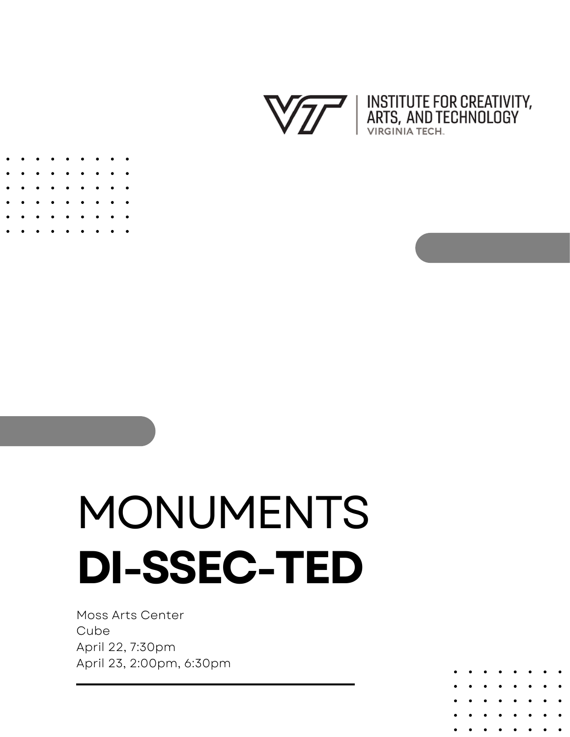INSTITUTE FOR CREATIVITY, ARTS, AND TECHNOLOGY
VIRGINIA TECH.

# MONUMENTS **DI-SSEC-TED**

Moss Arts Center
Cube
April 22, 7:30pm
April 23, 2:00pm, 6:30pm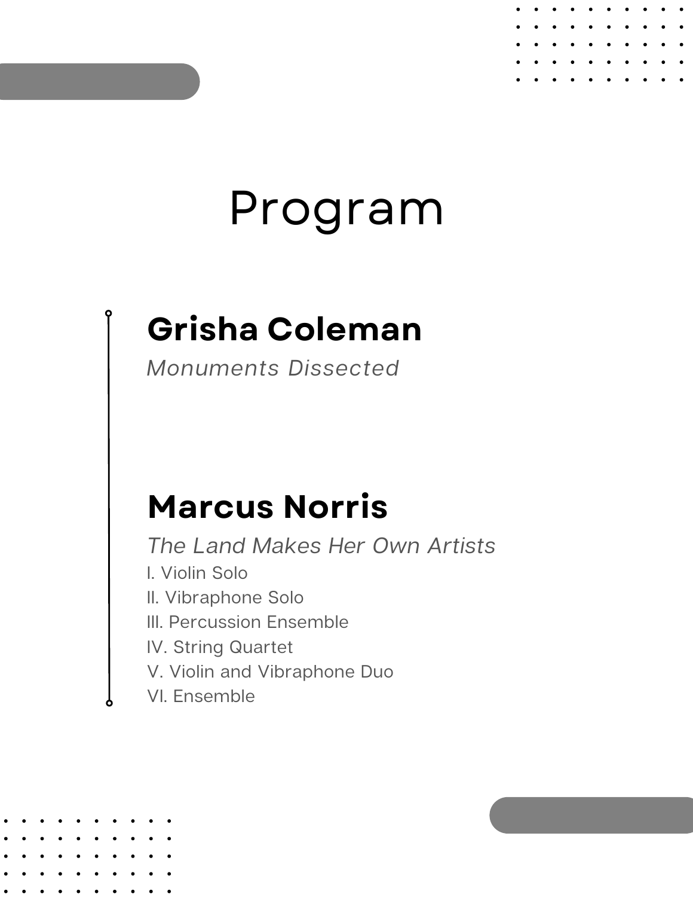# Program

## Grisha Coleman

*Monuments Dissected*

## Marcus Norris

*The Land Makes Her Own Artists*

I. Violin Solo
II. Vibraphone Solo
III. Percussion Ensemble
IV. String Quartet
V. Violin and Vibraphone Duo
VI. Ensemble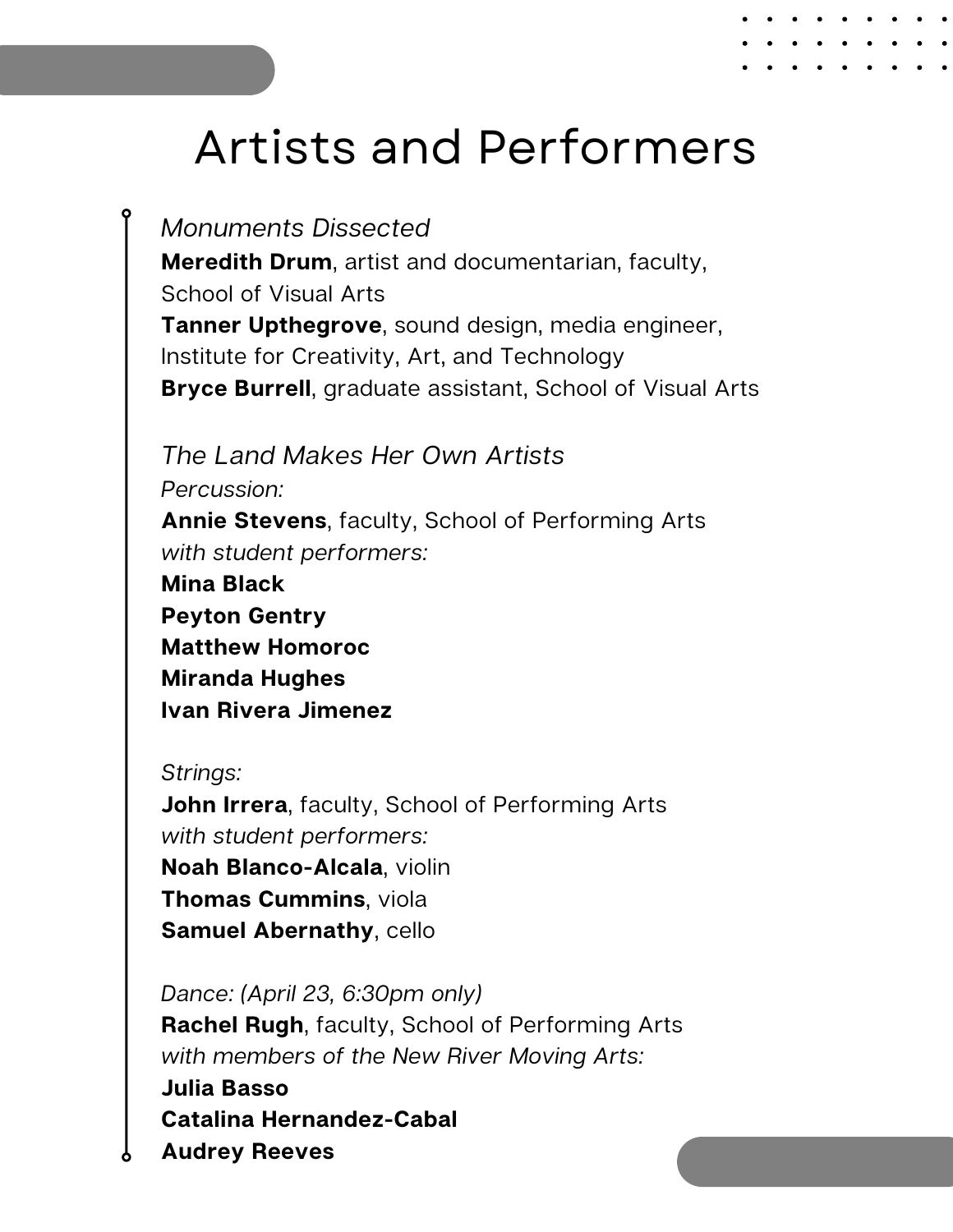# Artists and Performers

*Monuments Dissected*
**Meredith Drum**, artist and documentarian, faculty, School of Visual Arts
**Tanner Upthegrove**, sound design, media engineer, Institute for Creativity, Art, and Technology
**Bryce Burrell**, graduate assistant, School of Visual Arts

*The Land Makes Her Own Artists*
*Percussion:*
**Annie Stevens**, faculty, School of Performing Arts
*with student performers:*
**Mina Black**
**Peyton Gentry**
**Matthew Homoroc**
**Miranda Hughes**
**Ivan Rivera Jimenez**

*Strings:*
**John Irrera**, faculty, School of Performing Arts
*with student performers:*
**Noah Blanco-Alcala**, violin
**Thomas Cummins**, viola
**Samuel Abernathy**, cello

*Dance: (April 23, 6:30pm only)*
**Rachel Rugh**, faculty, School of Performing Arts
*with members of the New River Moving Arts:*
**Julia Basso**
**Catalina Hernandez-Cabal**
**Audrey Reeves**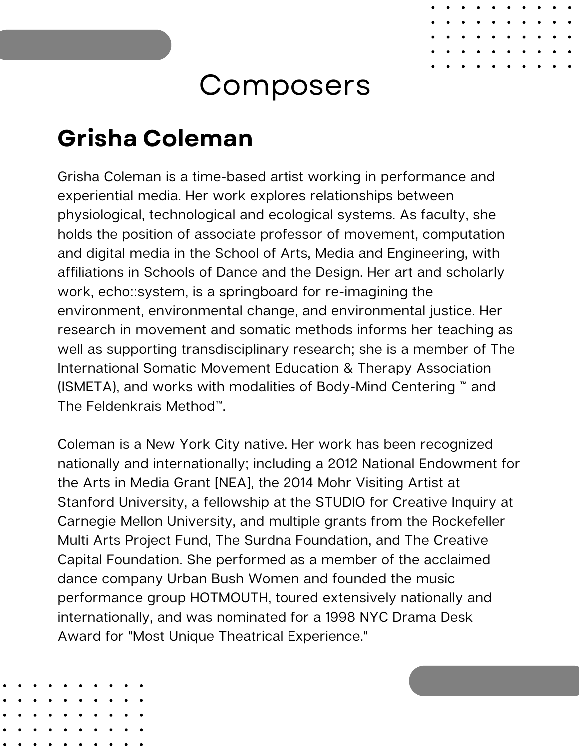# Composers

## Grisha Coleman

Grisha Coleman is a time-based artist working in performance and experiential media. Her work explores relationships between physiological, technological and ecological systems. As faculty, she holds the position of associate professor of movement, computation and digital media in the School of Arts, Media and Engineering, with affiliations in Schools of Dance and the Design. Her art and scholarly work, echo::system, is a springboard for re-imagining the environment, environmental change, and environmental justice. Her research in movement and somatic methods informs her teaching as well as supporting transdisciplinary research; she is a member of The International Somatic Movement Education & Therapy Association (ISMETA), and works with modalities of Body-Mind Centering ™ and The Feldenkrais Method™.

Coleman is a New York City native. Her work has been recognized nationally and internationally; including a 2012 National Endowment for the Arts in Media Grant [NEA], the 2014 Mohr Visiting Artist at Stanford University, a fellowship at the STUDIO for Creative Inquiry at Carnegie Mellon University, and multiple grants from the Rockefeller Multi Arts Project Fund, The Surdna Foundation, and The Creative Capital Foundation. She performed as a member of the acclaimed dance company Urban Bush Women and founded the music performance group HOTMOUTH, toured extensively nationally and internationally, and was nominated for a 1998 NYC Drama Desk Award for "Most Unique Theatrical Experience."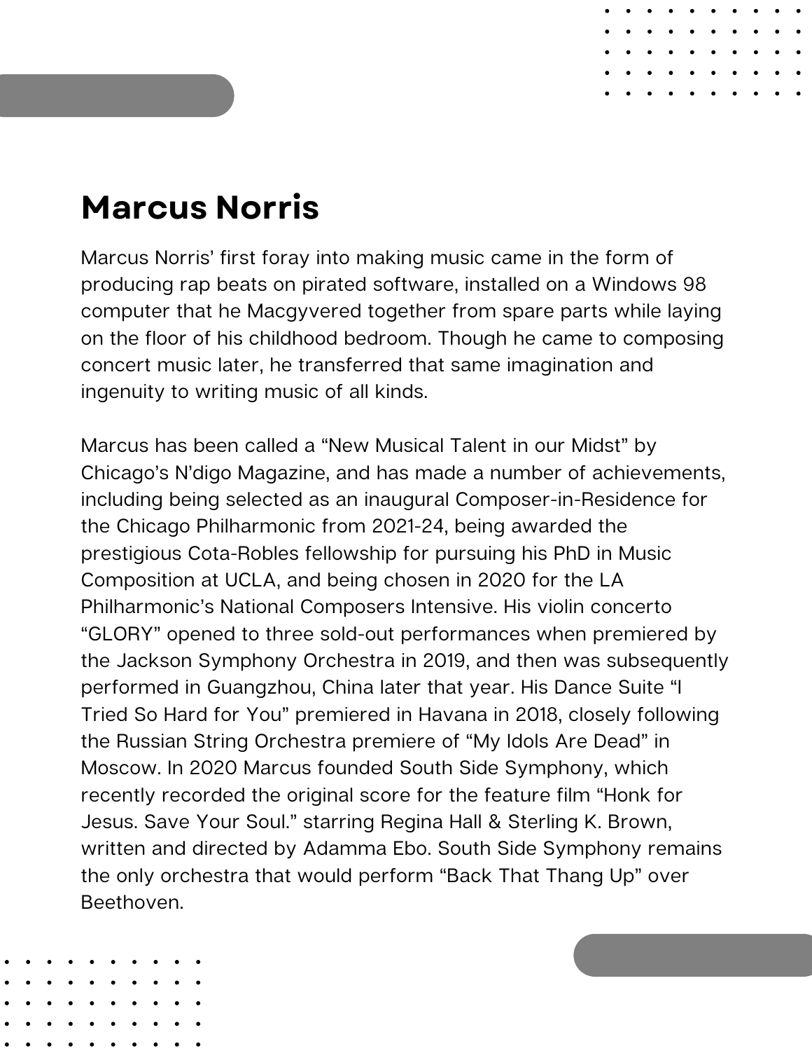## Marcus Norris

Marcus Norris' first foray into making music came in the form of producing rap beats on pirated software, installed on a Windows 98 computer that he Macgyvered together from spare parts while laying on the floor of his childhood bedroom. Though he came to composing concert music later, he transferred that same imagination and ingenuity to writing music of all kinds.

Marcus has been called a "New Musical Talent in our Midst" by Chicago's N'digo Magazine, and has made a number of achievements, including being selected as an inaugural Composer-in-Residence for the Chicago Philharmonic from 2021-24, being awarded the prestigious Cota-Robles fellowship for pursuing his PhD in Music Composition at UCLA, and being chosen in 2020 for the LA Philharmonic's National Composers Intensive. His violin concerto "GLORY" opened to three sold-out performances when premiered by the Jackson Symphony Orchestra in 2019, and then was subsequently performed in Guangzhou, China later that year. His Dance Suite "I Tried So Hard for You" premiered in Havana in 2018, closely following the Russian String Orchestra premiere of "My Idols Are Dead" in Moscow. In 2020 Marcus founded South Side Symphony, which recently recorded the original score for the feature film "Honk for Jesus. Save Your Soul." starring Regina Hall & Sterling K. Brown, written and directed by Adamma Ebo. South Side Symphony remains the only orchestra that would perform "Back That Thang Up" over Beethoven.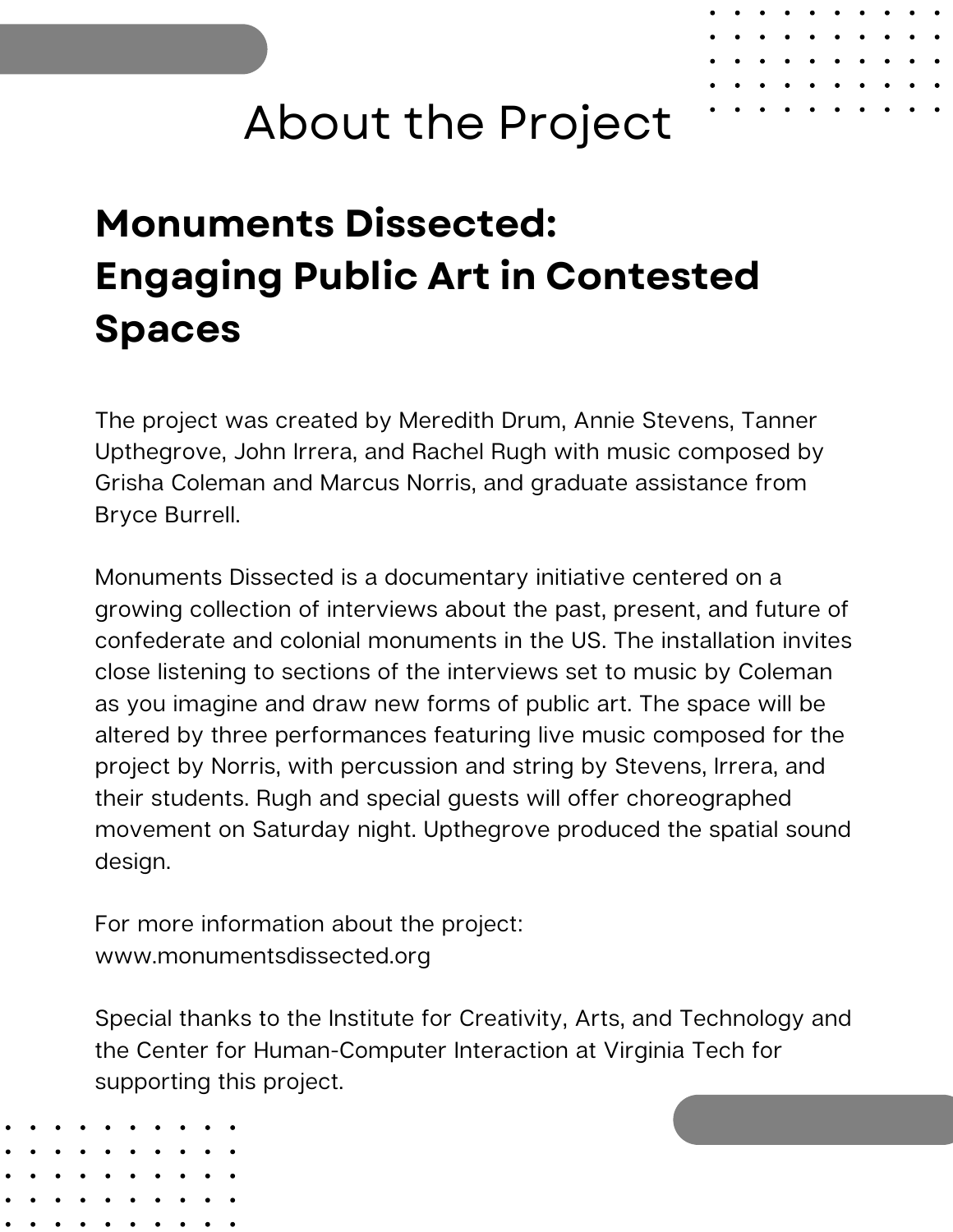# About the Project

## Monuments Dissected: Engaging Public Art in Contested Spaces

The project was created by Meredith Drum, Annie Stevens, Tanner Upthegrove, John Irrera, and Rachel Rugh with music composed by Grisha Coleman and Marcus Norris, and graduate assistance from Bryce Burrell.

Monuments Dissected is a documentary initiative centered on a growing collection of interviews about the past, present, and future of confederate and colonial monuments in the US. The installation invites close listening to sections of the interviews set to music by Coleman as you imagine and draw new forms of public art. The space will be altered by three performances featuring live music composed for the project by Norris, with percussion and string by Stevens, Irrera, and their students. Rugh and special guests will offer choreographed movement on Saturday night. Upthegrove produced the spatial sound design.

For more information about the project:
www.monumentsdissected.org

Special thanks to the Institute for Creativity, Arts, and Technology and the Center for Human-Computer Interaction at Virginia Tech for supporting this project.